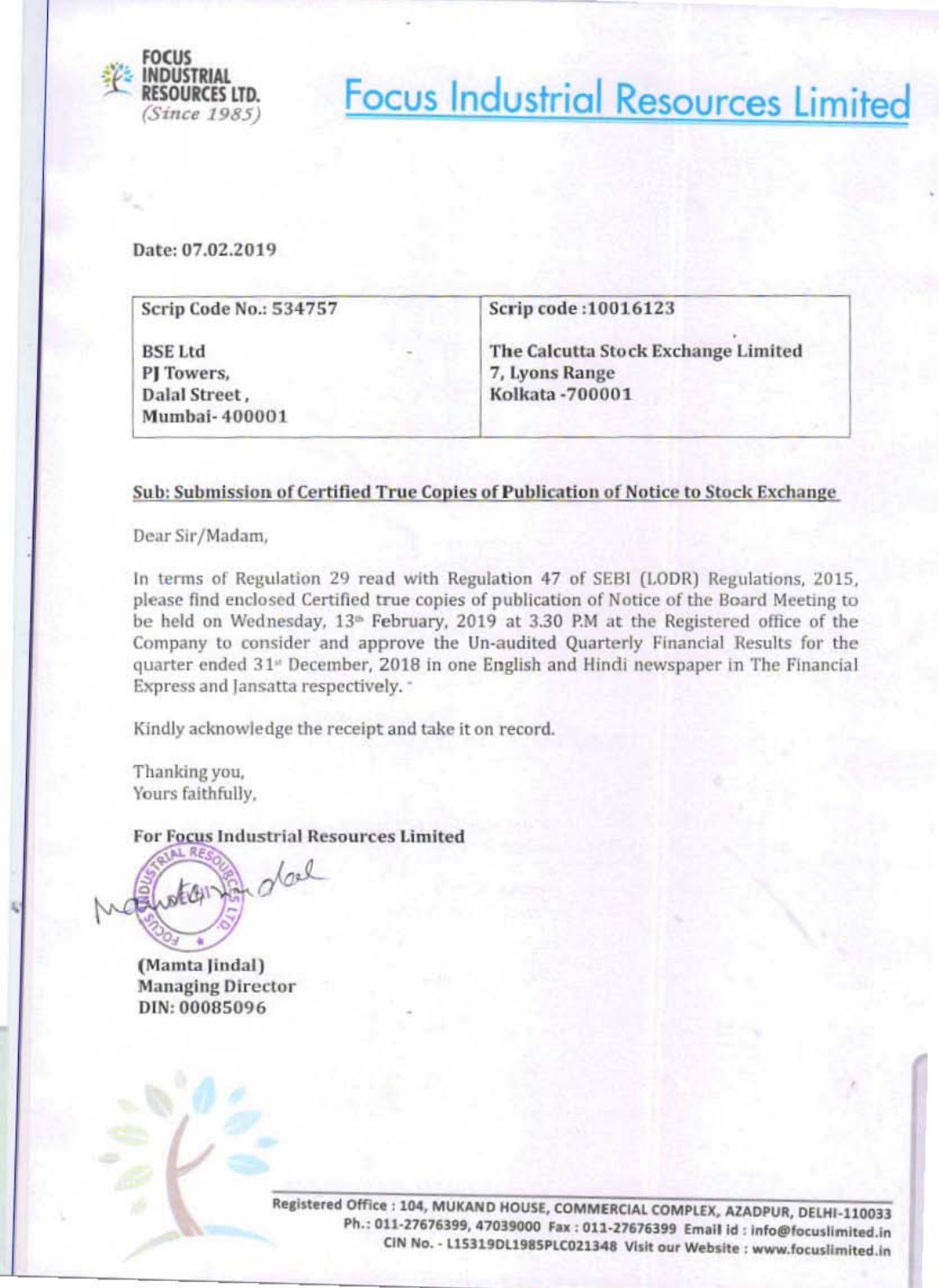# Focus Industrial Resources Limited

FOCUS INDUSTRIAL RESOURCES LTD. (Since 1985)

Date: 07.02.2019

| Scrip Code No.: 534757 | Scrip code :10016123 |
|---|---|
| BSE Ltd<br>PJ Towers,<br>Dalal Street ,<br>Mumbai- 400001 | The Calcutta Stock Exchange Limited<br>7, Lyons Range<br>Kolkata -700001 |

**Sub: Submission of Certified True Copies of Publication of Notice to Stock Exchange**

Dear Sir/Madam,

In terms of Regulation 29 read with Regulation 47 of SEBI (LODR) Regulations, 2015, please find enclosed Certified true copies of publication of Notice of the Board Meeting to be held on Wednesday, 13th February, 2019 at 3.30 P.M at the Registered office of the Company to consider and approve the Un-audited Quarterly Financial Results for the quarter ended 31st December, 2018 in one English and Hindi newspaper in The Financial Express and Jansatta respectively.

Kindly acknowledge the receipt and take it on record.

Thanking you,
Yours faithfully,

**For Focus Industrial Resources Limited**

**(Mamta Jindal)**
**Managing Director**
**DIN: 00085096**

Registered Office : 104, MUKAND HOUSE, COMMERCIAL COMPLEX, AZADPUR, DELHI-110033
Ph.: 011-27676399, 47039000 Fax : 011-27676399 Email id : info@focuslimited.in
CIN No. - L15319DL1985PLC021348 Visit our Website : www.focuslimited.in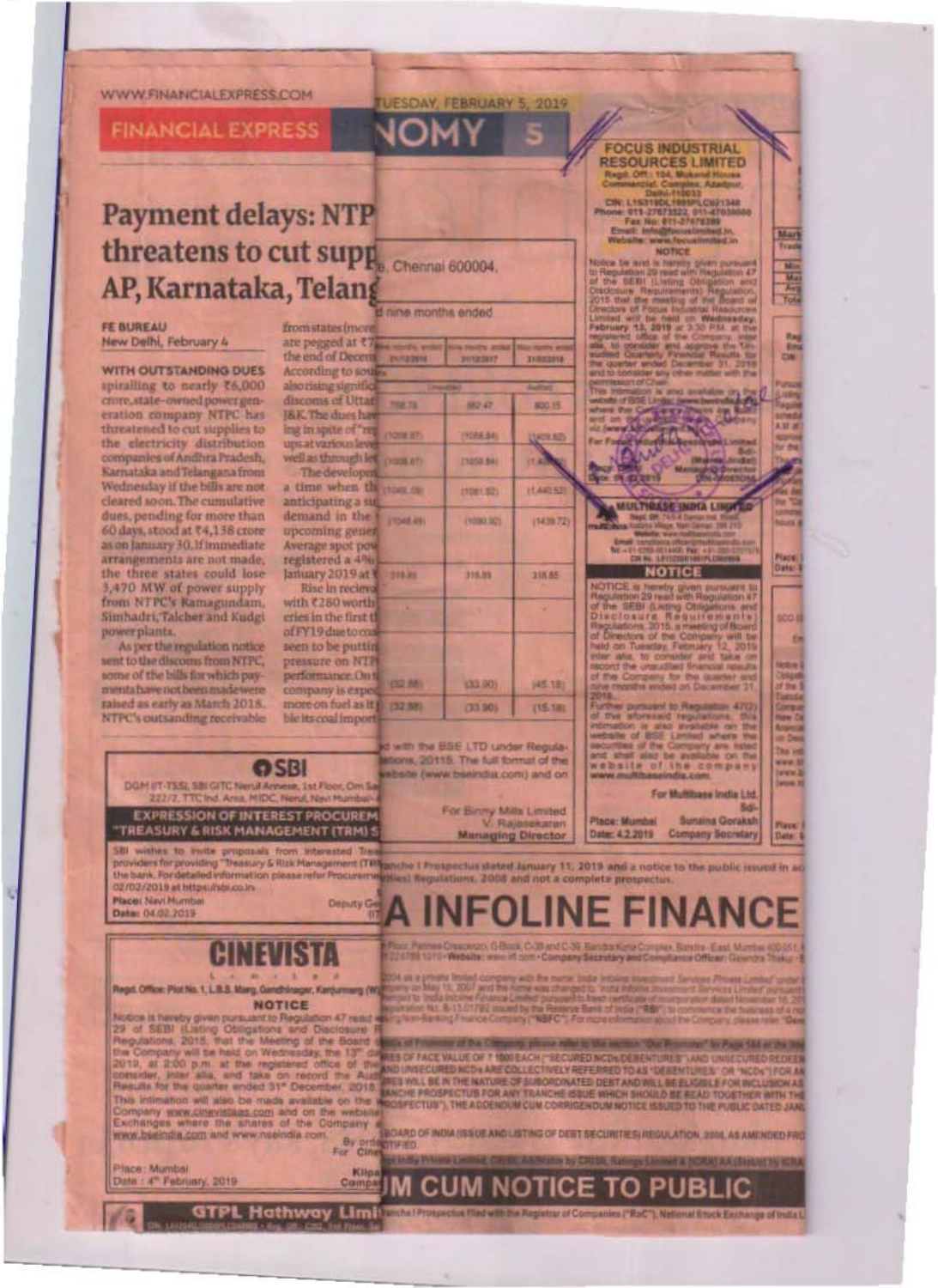WWW.FINANCIALEXPRESS.COM

FINANCIAL EXPRESS

TUESDAY, FEBRUARY 5, 2019

# Payment delays: NTP threatens to cut supp AP, Karnataka, Telang

**FE BUREAU**
New Delhi, February 4

**WITH OUTSTANDING DUES** spiralling to nearly ₹6,000 crore, state-owned power generation company NTPC has threatened to cut supplies to the electricity distribution companies of Andhra Pradesh, Karnataka and Telangana from Wednesday if the bills are not cleared soon. The cumulative dues, pending for more than 60 days, stood at ₹4,138 crore as on January 30. If immediate arrangements are not made, the three states could lose 3,470 MW of power supply from NTPC's Ramagundam, Simhadri, Talcher and Kudgi power plants.

As per the regulation notice sent to the discoms from NTPC, some of the bills for which payments have not been made were raised as early as March 2018. NTPC's outstanding receivable from states (more are pegged at ₹7 the end of Decem According to sou also rising signific discoms of Uttar J&K. The dues ha ing in spite of "re ups at various leve well as through le

The developm a time when th anticipating a su demand in the upcoming gener Average spot pow registered a 4% January 2019 at ₹

Rise in recieva with ₹280 worth eries in the first t of FY19 due to coa seen to be puttin pressure on NTP performance. On t company is expe more on fuel as it ble its coal import

---

e, Chennai 600004.

d nine months ended

| | | | |
|---|---|---|---|
| | Unaudited | | Audited |
| 758.74 | 582.47 | 800.15 |
| (1008.87) | (1088.84) | (1409.82) |
| (1008.87) | (1058.84) | (1,4...) |
| (1045.09) | (1081.82) | (1,440.52) |
| (1046.49) | (1080.92) | (1439.72) |
| 318.85 | 318.85 | 318.85 |
| (32.88) | (33.90) | (45.18) |
| (32.88) | (33.90) | (15.18) |

d with the BSE LTD under Regulations, 2015. The full format of the website (www.bseindia.com) and on

For Binny Mills Limited
V. Rajasekaran
Managing Director

---

**FOCUS INDUSTRIAL RESOURCES LIMITED**

Regd. Off.: 104, Mukand House Commercial Complex, Azadpur, Delhi-110033
CIN: L15319DL1985PLC021348
Phone: 011-27673522, 011-47039000
Fax No: 011-27676399
Email: info@focuslimited.in
Website: www.focuslimited.in

**NOTICE**

Notice be and is hereby given pursuant to Regulation 29 read with Regulation 47 of the SEBI (Listing Obligation and Disclosure Requirements) Regulation, 2015 that the meeting of the Board of Directors of Focus Industrial Resources Limited will be held on Wednesday, February 13, 2019 at 3:30 P.M. at the registered office of the Company, inter alia, to consider and approve the Un-audited Quarterly Financial Results for the quarter ended December 31, 2018 and to consider any other matter with the permission of Chair.

This intimation is also available on the website of BSE Limited and on the website of the Company.

For Focus Industrial Resources Limited
Sd/-
Managing Director

---

**MULTIBASE INDIA LIMITED**

Website: www.multibaseindia.com

**NOTICE**

NOTICE is hereby given pursuant to Regulation 29 read with Regulation 47 of the SEBI (Listing Obligations and Disclosure Requirements) Regulations, 2015, a meeting of Board of Directors of the Company will be held on Tuesday, February 12, 2019 inter alia, to consider and take on record the unaudited financial results of the Company for the quarter and nine months ended on December 31, 2018.

Further pursuant to Regulation 47(2) of the aforesaid regulations, this intimation is also available on the website of BSE Limited where the securities of the Company are listed and shall also be available on the website of the company www.multibaseindia.com.

For Multibase India Ltd.
Sd/-
Sunaina Goraksh
Company Secretary

Place: Mumbai
Date: 4.2.2019

---

**SBI**

DGM (IT-TSS), SBI GITC Nerul Annexe, 1st Floor, Om Sa... 222/2, TTC Ind. Area, MIDC, Nerul, Navi Mumbai-...

**EXPRESSION OF INTEREST PROCUREM... "TREASURY & RISK MANAGEMENT (TRM) S...**

SBI wishes to invite proposals from interested Trea... providers for providing "Treasury & Risk Management (TRM... the bank. For detailed information please refer Procureme... 02/02/2019 at https://sbi.co.in

Place: Navi Mumbai
Date: 04.02.2019

Deputy Ge...

---

**CINEVISTA**

Limited

Regd. Office: Plot No. 1, L.B.S. Marg, Gandhinagar, Kanjurmarg (W)...

**NOTICE**

Notice is hereby given pursuant to Regulation 47 read ... 29 of SEBI (Listing Obligations and Disclosure R... Regulations, 2015, that the Meeting of the Board ... the Company will be held on Wednesday, the 13th da... 2019, at 2:00 p.m. at the registered office of the... consider, inter alia, and take on record the Aud... Results for the quarter ended 31st December, 2018...

This intimation will also be made available on the ... Company www.cinevistaas.com and on the website ... Exchanges where the shares of the Company ... www.bseindia.com and www.nseindia.com.

By orde...
For Cine...

Place: Mumbai
Date: 4th February, 2019

Kilpa...
Compa...

---

...anche I Prospectus dated January 11, 2019 and a notice to the public issued in ac... ...rities) Regulations, 2008 and not a complete prospectus.

# A INFOLINE FINANCE

...Floor, Pannes Crescenzo, G Block, C-39 and C-39, Bandra Kurla Complex, Bandra - East, Mumbai 400 051... Website: www.iifl.com • Company Secretary and Compliance Officer: ...

...ES OF FACE VALUE OF ₹ 1000 EACH ("SECURED NCDs/DEBENTURES") AND UNSECURED REDEE... AND UNSECURED NCDs ARE COLLECTIVELY REFERRED TO AS "DEBENTURES" OR "NCDs") FOR AN... ...ES WILL BE IN THE NATURE OF SUBORDINATED DEBT AND WILL BE ELIGIBLE FOR INCLUSION AS... ...ANCHE PROSPECTUS FOR ANY TRANCHE ISSUE WHICH SHOULD BE READ TOGETHER WITH THE... ...SPECTUS"), THE ADDENDUM CUM CORRIGENDUM NOTICE ISSUED TO THE PUBLIC DATED JANU...

...BOARD OF INDIA (ISSUE AND LISTING OF DEBT SECURITIES) REGULATION, 2008, AS AMENDED FRO...

# ...UM CUM NOTICE TO PUBLIC

GTPL Hathway Limi...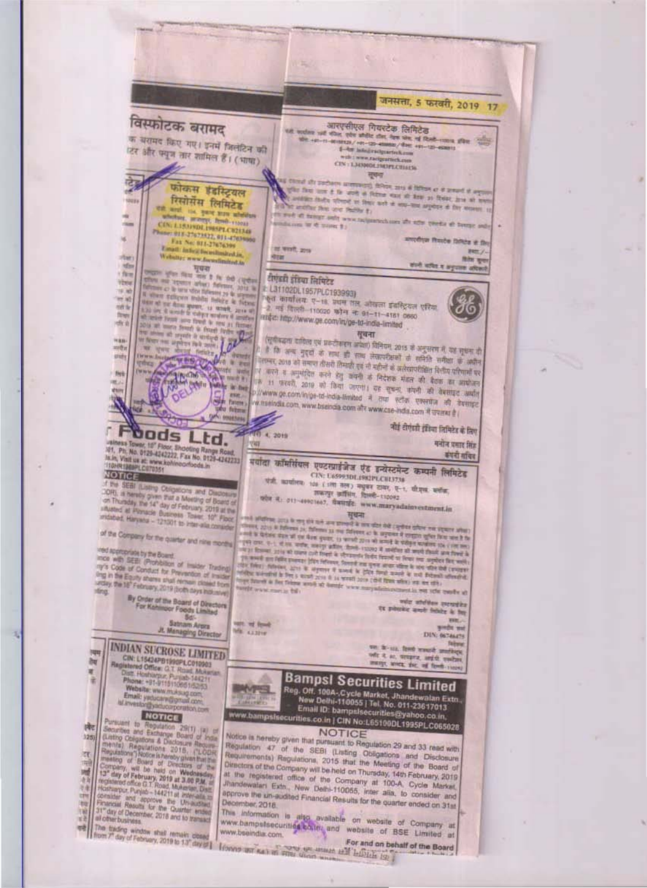जनसत्ता, 5 फरवरी, 2019

## विस्फोटक बरामद

क बरामद किए गए। इनमें जिलेटिन की टर और फ्यूज तार शामिल हैं। (भाषा)

## फोक्स इंडस्ट्रियल रिसोर्सेस लिमिटेड

CIN: L15319DL1985PLC021348

Phone: 011-27673522, 011-47039000

Fax No: 011-27676399

Email: info@focuslimited.in

Website: www.focuslimited.in

### सूचना

## आरएसीएल गियरटेक लिमिटेड

E-mail: info@raclgeartech.com

web: www.raclgeartech.com

CIN: L34300DL1983PLC016136

### सूचना

आरएसीएल गियरटेक लिमिटेड के लिए

कंपनी सचिव व अनुपालन अधिकारी

## जीई टीएंडडी इंडिया लिमिटेड

CIN: L31102DL1957PLC193993

पंजी. कार्यालयः ए-18, प्रथम तल, ओखला इंडस्ट्रियल एरिया, फेज-2, नई दिल्ली-110020 फोन नं: 91-11-4161 0660

वेबसाइट: http://www.ge.com/in/ge-td-india-limited

### सूचना

(सूचीबद्धता दायित्व एवं प्रकटीकरण अपेक्षा) विनियम, 2015 के अनुसरण में, यह सूचना दी जाती है कि अन्य मुद्दों के साथ ही साथ लेखापरीक्षकों की समिति समीक्षा के अधीन दिसम्बर, 2018 को समाप्त तीसरी तिमाही एवं नौ महीनों के अलेखापरीक्षित वित्तीय परिणामों पर विचार करने व अनुमोदित करने हेतु कंपनी के निदेशक मंडल की बैठक का आयोजन सोमवार, 11 फरवरी, 2019 को किया जाएगा। यह सूचना, कंपनी की वेबसाइट अर्थात् http://www.ge.com/in/ge-td-india-limited में तथा स्टॉक एक्सचेंज की वेबसाइट www.nseindia.com, www.bseindia.com और www.cse-india.com में उपलब्ध है।

फरवरी 4, 2019

जीई टीएंडडी इंडिया लिमिटेड के लिए

मनोज प्रसाद सिंह

कंपनी सचिव

## Kohinoor Foods Ltd.

Business Tower, 10th Floor, Shooting Range Road, ... Ph. No. 0129-4242222, Fax No. 0129-4242233 ... Visit us at: www.kohinoorfoods.in

...10HR1989PLC070351

### NOTICE

...of the SEBI (Listing Obligations and Disclosure ...LODR), is hereby given that a Meeting of Board of ...on Thursday, the 14th day of February, 2019 at the ...situated at Pinnacle Business Tower, 10th Floor ...aridabad, Haryana – 121001 to inter-alia consider ...of the Company for the quarter and nine months ...

...ed appropriate by the Board.

...nce with SEBI (Prohibition of Insider Trading) ...y's Code of Conduct for Prevention of Insider ...ing in the Equity shares shall remain closed from ...urday, the 16th February, 2019 (both days inclusive) ...ding.

By Order of the Board of Directors

For Kohinoor Foods Limited

Sd/-

Satnam Arora

Jt. Managing Director

## मर्यादा कॉमर्शियल एण्टरप्राईजेज एंड इन्वेस्टमेन्ट कम्पनी लिमिटेड

CIN: U65993DL1982PLC013738

फोन नं.: 011-46901667, वेबसाइट: www.maryadainvestment.in

### सूचना

मर्यादा कॉमर्शियल एण्टरप्राईजेज एंड इन्वेस्टमेन्ट कम्पनी लिमिटेड के लिए

DIN: 06746475

## INDIAN SUCROSE LIMITED

CIN: L15424PB1990PLC010903

Registered Office: G.T. Road, Mukerian, Distt. Hoshiarpur, Punjab-144211

Phone: +91-9115110651/52/53

Website: www.muksug.com,

Email: yaducane@gmail.com, ...investor@yaducorporation.com

### NOTICE

Pursuant to Regulation 29(1) (a) of Securities and Exchange Board of India (Listing Obligations & Disclosure Requirements) Regulations 2015, ("LODR Regulations") Notice is hereby given that the meeting of Board of Directors of the Company, will be held on Wednesday, 13th day of February, 2019 at 3.00 P.M. at registered office G.T. Road, Mukerian, Distt. Hoshiarpur, Punjab – 144211 at inter-alia, to consider and approve the Un-audited Financial Results for the Quarter ended 31st day of December, 2018 and to transact all other business.

The trading window shall remain closed from 7th day of February, 2019 to 13th day of ...

## Bampsl Securities Limited

Reg. Off. 100A, Cycle Market, Jhandewalan Extn., New Delhi-110055 | Tel. No. 011-23617013

Email ID: bampslsecurities@yahoo.co.in,

www.bampslsecurities.co.in | CIN No:L65100DL1995PLC065028

### NOTICE

Notice is hereby given that pursuant to Regulation 29 and 33 read with Regulation 47 of the SEBI (Listing Obligations and Disclosure Requirements) Regulations, 2015 that the Meeting of the Board of Directors of the Company will be held on Thursday, 14th February, 2019 at the registered office of the Company at 100-A, Cycle Market, Jhandewalan Extn., New Delhi-110055, inter alia, to consider and approve the un-audited Financial Results for the quarter ended on 31st December, 2018.

This information is also available on website of Company at www.bampslsecurities.co.in and website of BSE Limited at www.bseindia.com.

For and on behalf of the Board